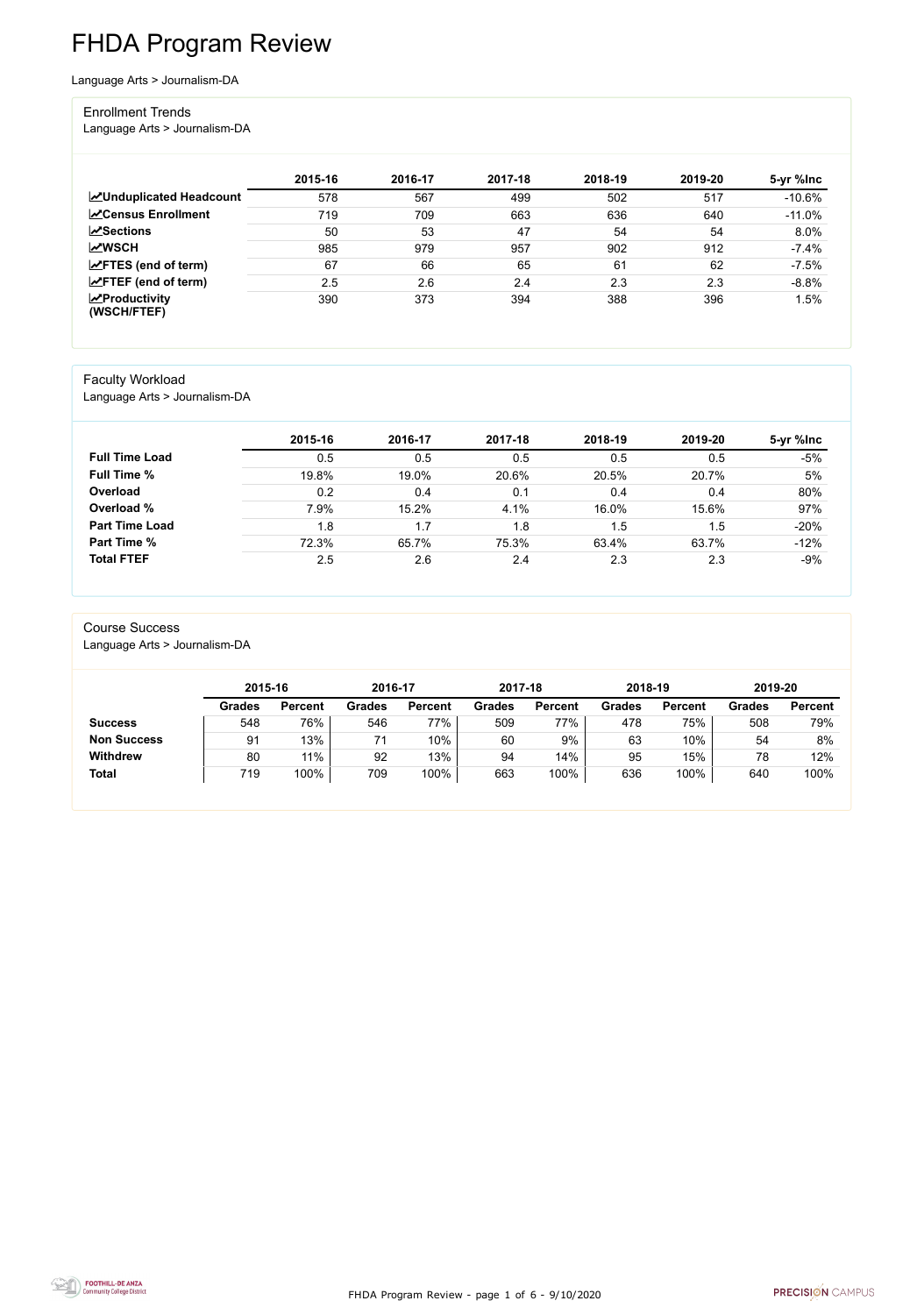# FHDA Program Review

Language Arts > Journalism-DA

## Enrollment Trends

Language Arts > Journalism-DA

| | 2015-16 | 2016-17 | 2017-18 | 2018-19 | 2019-20 | 5-yr %Inc |
|---|---|---|---|---|---|---|
| **Unduplicated Headcount** | 578 | 567 | 499 | 502 | 517 | -10.6% |
| **Census Enrollment** | 719 | 709 | 663 | 636 | 640 | -11.0% |
| **Sections** | 50 | 53 | 47 | 54 | 54 | 8.0% |
| **WSCH** | 985 | 979 | 957 | 902 | 912 | -7.4% |
| **FTES (end of term)** | 67 | 66 | 65 | 61 | 62 | -7.5% |
| **FTEF (end of term)** | 2.5 | 2.6 | 2.4 | 2.3 | 2.3 | -8.8% |
| **Productivity (WSCH/FTEF)** | 390 | 373 | 394 | 388 | 396 | 1.5% |

## Faculty Workload

Language Arts > Journalism-DA

| | 2015-16 | 2016-17 | 2017-18 | 2018-19 | 2019-20 | 5-yr %Inc |
|---|---|---|---|---|---|---|
| **Full Time Load** | 0.5 | 0.5 | 0.5 | 0.5 | 0.5 | -5% |
| **Full Time %** | 19.8% | 19.0% | 20.6% | 20.5% | 20.7% | 5% |
| **Overload** | 0.2 | 0.4 | 0.1 | 0.4 | 0.4 | 80% |
| **Overload %** | 7.9% | 15.2% | 4.1% | 16.0% | 15.6% | 97% |
| **Part Time Load** | 1.8 | 1.7 | 1.8 | 1.5 | 1.5 | -20% |
| **Part Time %** | 72.3% | 65.7% | 75.3% | 63.4% | 63.7% | -12% |
| **Total FTEF** | 2.5 | 2.6 | 2.4 | 2.3 | 2.3 | -9% |

## Course Success

Language Arts > Journalism-DA

| | 2015-16 | | 2016-17 | | 2017-18 | | 2018-19 | | 2019-20 | |
|---|---|---|---|---|---|---|---|---|---|---|
| | **Grades** | **Percent** | **Grades** | **Percent** | **Grades** | **Percent** | **Grades** | **Percent** | **Grades** | **Percent** |
| **Success** | 548 | 76% | 546 | 77% | 509 | 77% | 478 | 75% | 508 | 79% |
| **Non Success** | 91 | 13% | 71 | 10% | 60 | 9% | 63 | 10% | 54 | 8% |
| **Withdrew** | 80 | 11% | 92 | 13% | 94 | 14% | 95 | 15% | 78 | 12% |
| **Total** | 719 | 100% | 709 | 100% | 663 | 100% | 636 | 100% | 640 | 100% |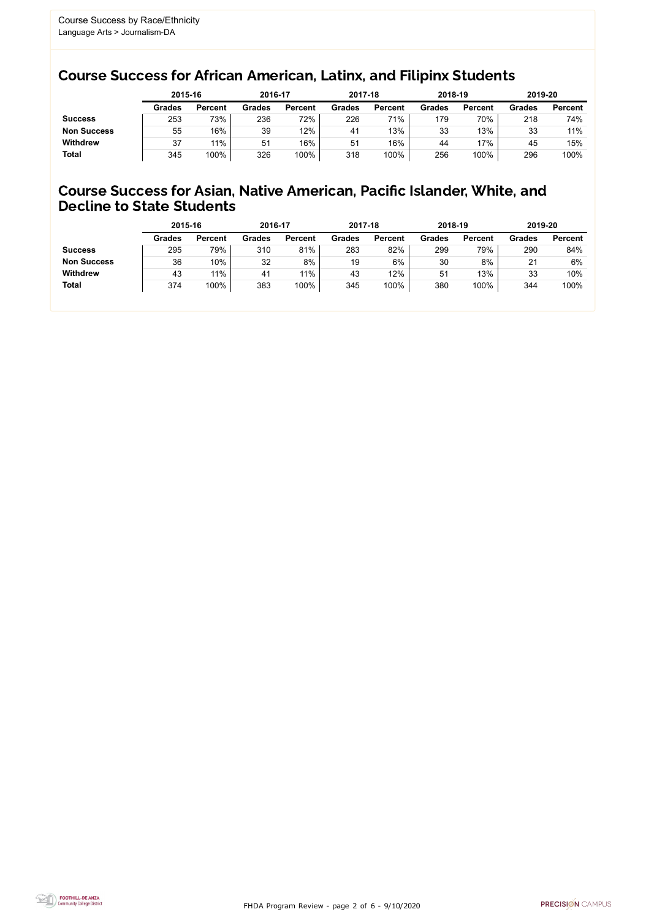Course Success by Race/Ethnicity
Language Arts > Journalism-DA

## Course Success for African American, Latinx, and Filipinx Students

| | 2015-16 | | 2016-17 | | 2017-18 | | 2018-19 | | 2019-20 | |
|---|---|---|---|---|---|---|---|---|---|---|
| | **Grades** | **Percent** | **Grades** | **Percent** | **Grades** | **Percent** | **Grades** | **Percent** | **Grades** | **Percent** |
| **Success** | 253 | 73% | 236 | 72% | 226 | 71% | 179 | 70% | 218 | 74% |
| **Non Success** | 55 | 16% | 39 | 12% | 41 | 13% | 33 | 13% | 33 | 11% |
| **Withdrew** | 37 | 11% | 51 | 16% | 51 | 16% | 44 | 17% | 45 | 15% |
| **Total** | 345 | 100% | 326 | 100% | 318 | 100% | 256 | 100% | 296 | 100% |

## Course Success for Asian, Native American, Pacific Islander, White, and Decline to State Students

| | 2015-16 | | 2016-17 | | 2017-18 | | 2018-19 | | 2019-20 | |
|---|---|---|---|---|---|---|---|---|---|---|
| | **Grades** | **Percent** | **Grades** | **Percent** | **Grades** | **Percent** | **Grades** | **Percent** | **Grades** | **Percent** |
| **Success** | 295 | 79% | 310 | 81% | 283 | 82% | 299 | 79% | 290 | 84% |
| **Non Success** | 36 | 10% | 32 | 8% | 19 | 6% | 30 | 8% | 21 | 6% |
| **Withdrew** | 43 | 11% | 41 | 11% | 43 | 12% | 51 | 13% | 33 | 10% |
| **Total** | 374 | 100% | 383 | 100% | 345 | 100% | 380 | 100% | 344 | 100% |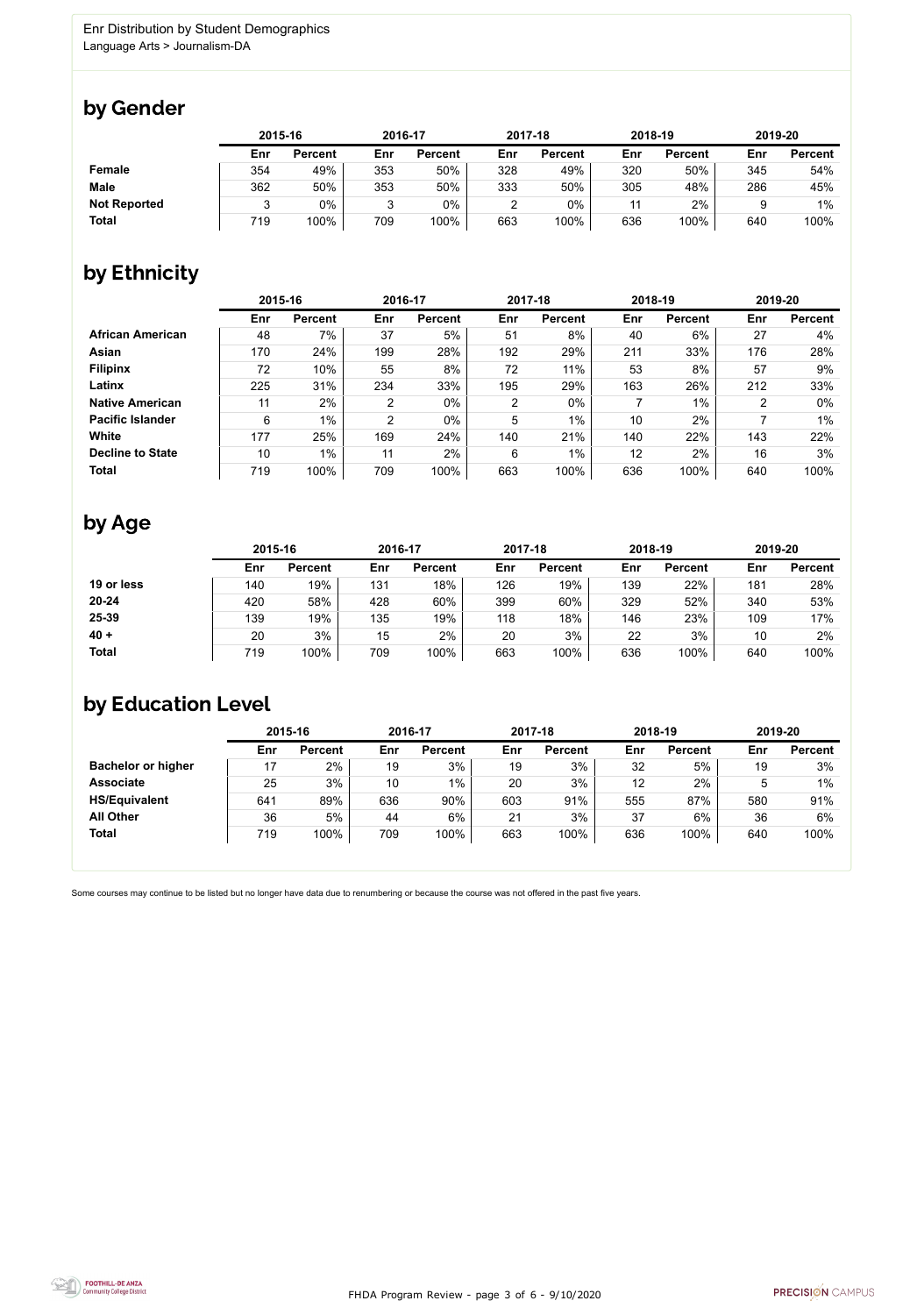Enr Distribution by Student Demographics
Language Arts > Journalism-DA

## by Gender

| | 2015-16 | | 2016-17 | | 2017-18 | | 2018-19 | | 2019-20 | |
|---|---|---|---|---|---|---|---|---|---|---|
| | Enr | Percent | Enr | Percent | Enr | Percent | Enr | Percent | Enr | Percent |
| **Female** | 354 | 49% | 353 | 50% | 328 | 49% | 320 | 50% | 345 | 54% |
| **Male** | 362 | 50% | 353 | 50% | 333 | 50% | 305 | 48% | 286 | 45% |
| **Not Reported** | 3 | 0% | 3 | 0% | 2 | 0% | 11 | 2% | 9 | 1% |
| **Total** | 719 | 100% | 709 | 100% | 663 | 100% | 636 | 100% | 640 | 100% |

## by Ethnicity

| | 2015-16 | | 2016-17 | | 2017-18 | | 2018-19 | | 2019-20 | |
|---|---|---|---|---|---|---|---|---|---|---|
| | Enr | Percent | Enr | Percent | Enr | Percent | Enr | Percent | Enr | Percent |
| **African American** | 48 | 7% | 37 | 5% | 51 | 8% | 40 | 6% | 27 | 4% |
| **Asian** | 170 | 24% | 199 | 28% | 192 | 29% | 211 | 33% | 176 | 28% |
| **Filipinx** | 72 | 10% | 55 | 8% | 72 | 11% | 53 | 8% | 57 | 9% |
| **Latinx** | 225 | 31% | 234 | 33% | 195 | 29% | 163 | 26% | 212 | 33% |
| **Native American** | 11 | 2% | 2 | 0% | 2 | 0% | 7 | 1% | 2 | 0% |
| **Pacific Islander** | 6 | 1% | 2 | 0% | 5 | 1% | 10 | 2% | 7 | 1% |
| **White** | 177 | 25% | 169 | 24% | 140 | 21% | 140 | 22% | 143 | 22% |
| **Decline to State** | 10 | 1% | 11 | 2% | 6 | 1% | 12 | 2% | 16 | 3% |
| **Total** | 719 | 100% | 709 | 100% | 663 | 100% | 636 | 100% | 640 | 100% |

## by Age

| | 2015-16 | | 2016-17 | | 2017-18 | | 2018-19 | | 2019-20 | |
|---|---|---|---|---|---|---|---|---|---|---|
| | Enr | Percent | Enr | Percent | Enr | Percent | Enr | Percent | Enr | Percent |
| **19 or less** | 140 | 19% | 131 | 18% | 126 | 19% | 139 | 22% | 181 | 28% |
| **20-24** | 420 | 58% | 428 | 60% | 399 | 60% | 329 | 52% | 340 | 53% |
| **25-39** | 139 | 19% | 135 | 19% | 118 | 18% | 146 | 23% | 109 | 17% |
| **40 +** | 20 | 3% | 15 | 2% | 20 | 3% | 22 | 3% | 10 | 2% |
| **Total** | 719 | 100% | 709 | 100% | 663 | 100% | 636 | 100% | 640 | 100% |

## by Education Level

| | 2015-16 | | 2016-17 | | 2017-18 | | 2018-19 | | 2019-20 | |
|---|---|---|---|---|---|---|---|---|---|---|
| | Enr | Percent | Enr | Percent | Enr | Percent | Enr | Percent | Enr | Percent |
| **Bachelor or higher** | 17 | 2% | 19 | 3% | 19 | 3% | 32 | 5% | 19 | 3% |
| **Associate** | 25 | 3% | 10 | 1% | 20 | 3% | 12 | 2% | 5 | 1% |
| **HS/Equivalent** | 641 | 89% | 636 | 90% | 603 | 91% | 555 | 87% | 580 | 91% |
| **All Other** | 36 | 5% | 44 | 6% | 21 | 3% | 37 | 6% | 36 | 6% |
| **Total** | 719 | 100% | 709 | 100% | 663 | 100% | 636 | 100% | 640 | 100% |

Some courses may continue to be listed but no longer have data due to renumbering or because the course was not offered in the past five years.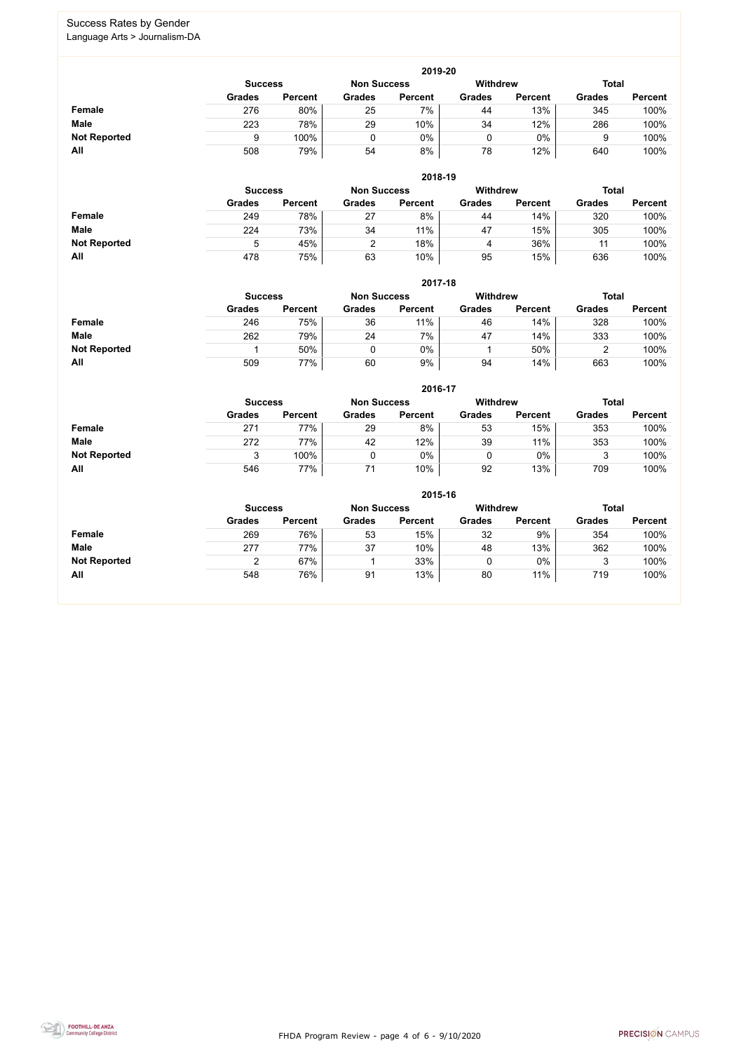# Success Rates by Gender

Language Arts > Journalism-DA

## 2019-20

| | Success | | Non Success | | Withdrew | | Total | |
|---|---|---|---|---|---|---|---|---|
| | Grades | Percent | Grades | Percent | Grades | Percent | Grades | Percent |
| **Female** | 276 | 80% | 25 | 7% | 44 | 13% | 345 | 100% |
| **Male** | 223 | 78% | 29 | 10% | 34 | 12% | 286 | 100% |
| **Not Reported** | 9 | 100% | 0 | 0% | 0 | 0% | 9 | 100% |
| **All** | 508 | 79% | 54 | 8% | 78 | 12% | 640 | 100% |

## 2018-19

| | Success | | Non Success | | Withdrew | | Total | |
|---|---|---|---|---|---|---|---|---|
| | Grades | Percent | Grades | Percent | Grades | Percent | Grades | Percent |
| **Female** | 249 | 78% | 27 | 8% | 44 | 14% | 320 | 100% |
| **Male** | 224 | 73% | 34 | 11% | 47 | 15% | 305 | 100% |
| **Not Reported** | 5 | 45% | 2 | 18% | 4 | 36% | 11 | 100% |
| **All** | 478 | 75% | 63 | 10% | 95 | 15% | 636 | 100% |

## 2017-18

| | Success | | Non Success | | Withdrew | | Total | |
|---|---|---|---|---|---|---|---|---|
| | Grades | Percent | Grades | Percent | Grades | Percent | Grades | Percent |
| **Female** | 246 | 75% | 36 | 11% | 46 | 14% | 328 | 100% |
| **Male** | 262 | 79% | 24 | 7% | 47 | 14% | 333 | 100% |
| **Not Reported** | 1 | 50% | 0 | 0% | 1 | 50% | 2 | 100% |
| **All** | 509 | 77% | 60 | 9% | 94 | 14% | 663 | 100% |

## 2016-17

| | Success | | Non Success | | Withdrew | | Total | |
|---|---|---|---|---|---|---|---|---|
| | Grades | Percent | Grades | Percent | Grades | Percent | Grades | Percent |
| **Female** | 271 | 77% | 29 | 8% | 53 | 15% | 353 | 100% |
| **Male** | 272 | 77% | 42 | 12% | 39 | 11% | 353 | 100% |
| **Not Reported** | 3 | 100% | 0 | 0% | 0 | 0% | 3 | 100% |
| **All** | 546 | 77% | 71 | 10% | 92 | 13% | 709 | 100% |

## 2015-16

| | Success | | Non Success | | Withdrew | | Total | |
|---|---|---|---|---|---|---|---|---|
| | Grades | Percent | Grades | Percent | Grades | Percent | Grades | Percent |
| **Female** | 269 | 76% | 53 | 15% | 32 | 9% | 354 | 100% |
| **Male** | 277 | 77% | 37 | 10% | 48 | 13% | 362 | 100% |
| **Not Reported** | 2 | 67% | 1 | 33% | 0 | 0% | 3 | 100% |
| **All** | 548 | 76% | 91 | 13% | 80 | 11% | 719 | 100% |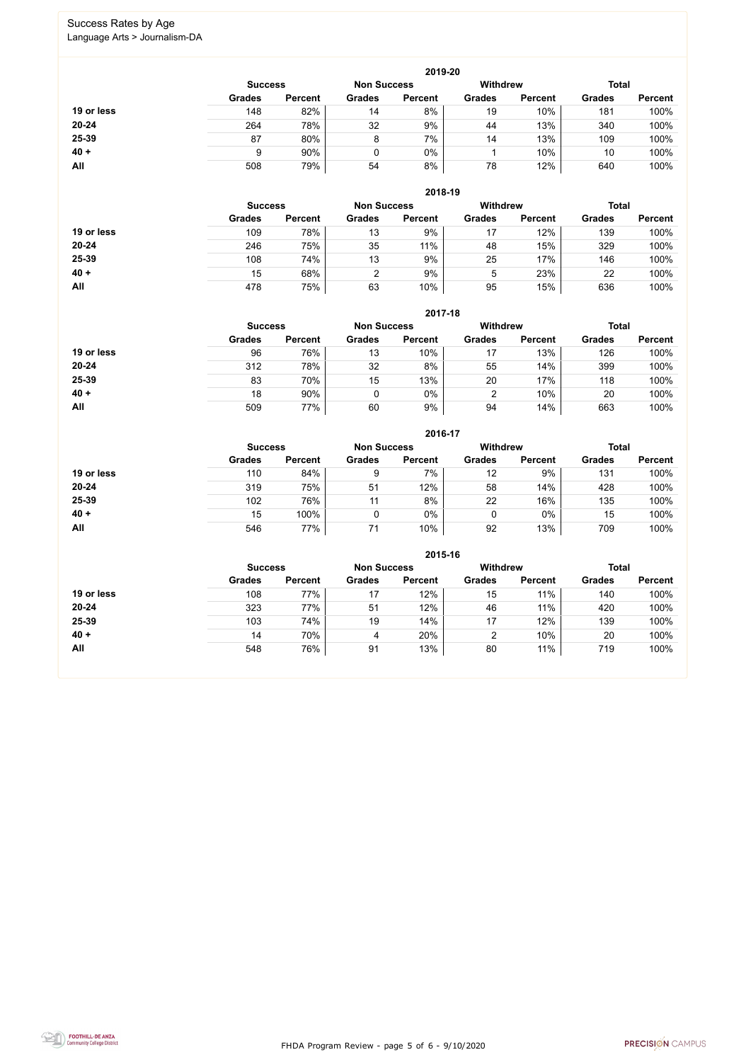Success Rates by Age
Language Arts > Journalism-DA

### 2019-20

| | Success | | Non Success | | Withdrew | | Total | |
|---|---|---|---|---|---|---|---|---|
| | Grades | Percent | Grades | Percent | Grades | Percent | Grades | Percent |
| **19 or less** | 148 | 82% | 14 | 8% | 19 | 10% | 181 | 100% |
| **20-24** | 264 | 78% | 32 | 9% | 44 | 13% | 340 | 100% |
| **25-39** | 87 | 80% | 8 | 7% | 14 | 13% | 109 | 100% |
| **40 +** | 9 | 90% | 0 | 0% | 1 | 10% | 10 | 100% |
| **All** | 508 | 79% | 54 | 8% | 78 | 12% | 640 | 100% |

### 2018-19

| | Success | | Non Success | | Withdrew | | Total | |
|---|---|---|---|---|---|---|---|---|
| | Grades | Percent | Grades | Percent | Grades | Percent | Grades | Percent |
| **19 or less** | 109 | 78% | 13 | 9% | 17 | 12% | 139 | 100% |
| **20-24** | 246 | 75% | 35 | 11% | 48 | 15% | 329 | 100% |
| **25-39** | 108 | 74% | 13 | 9% | 25 | 17% | 146 | 100% |
| **40 +** | 15 | 68% | 2 | 9% | 5 | 23% | 22 | 100% |
| **All** | 478 | 75% | 63 | 10% | 95 | 15% | 636 | 100% |

### 2017-18

| | Success | | Non Success | | Withdrew | | Total | |
|---|---|---|---|---|---|---|---|---|
| | Grades | Percent | Grades | Percent | Grades | Percent | Grades | Percent |
| **19 or less** | 96 | 76% | 13 | 10% | 17 | 13% | 126 | 100% |
| **20-24** | 312 | 78% | 32 | 8% | 55 | 14% | 399 | 100% |
| **25-39** | 83 | 70% | 15 | 13% | 20 | 17% | 118 | 100% |
| **40 +** | 18 | 90% | 0 | 0% | 2 | 10% | 20 | 100% |
| **All** | 509 | 77% | 60 | 9% | 94 | 14% | 663 | 100% |

### 2016-17

| | Success | | Non Success | | Withdrew | | Total | |
|---|---|---|---|---|---|---|---|---|
| | Grades | Percent | Grades | Percent | Grades | Percent | Grades | Percent |
| **19 or less** | 110 | 84% | 9 | 7% | 12 | 9% | 131 | 100% |
| **20-24** | 319 | 75% | 51 | 12% | 58 | 14% | 428 | 100% |
| **25-39** | 102 | 76% | 11 | 8% | 22 | 16% | 135 | 100% |
| **40 +** | 15 | 100% | 0 | 0% | 0 | 0% | 15 | 100% |
| **All** | 546 | 77% | 71 | 10% | 92 | 13% | 709 | 100% |

### 2015-16

| | Success | | Non Success | | Withdrew | | Total | |
|---|---|---|---|---|---|---|---|---|
| | Grades | Percent | Grades | Percent | Grades | Percent | Grades | Percent |
| **19 or less** | 108 | 77% | 17 | 12% | 15 | 11% | 140 | 100% |
| **20-24** | 323 | 77% | 51 | 12% | 46 | 11% | 420 | 100% |
| **25-39** | 103 | 74% | 19 | 14% | 17 | 12% | 139 | 100% |
| **40 +** | 14 | 70% | 4 | 20% | 2 | 10% | 20 | 100% |
| **All** | 548 | 76% | 91 | 13% | 80 | 11% | 719 | 100% |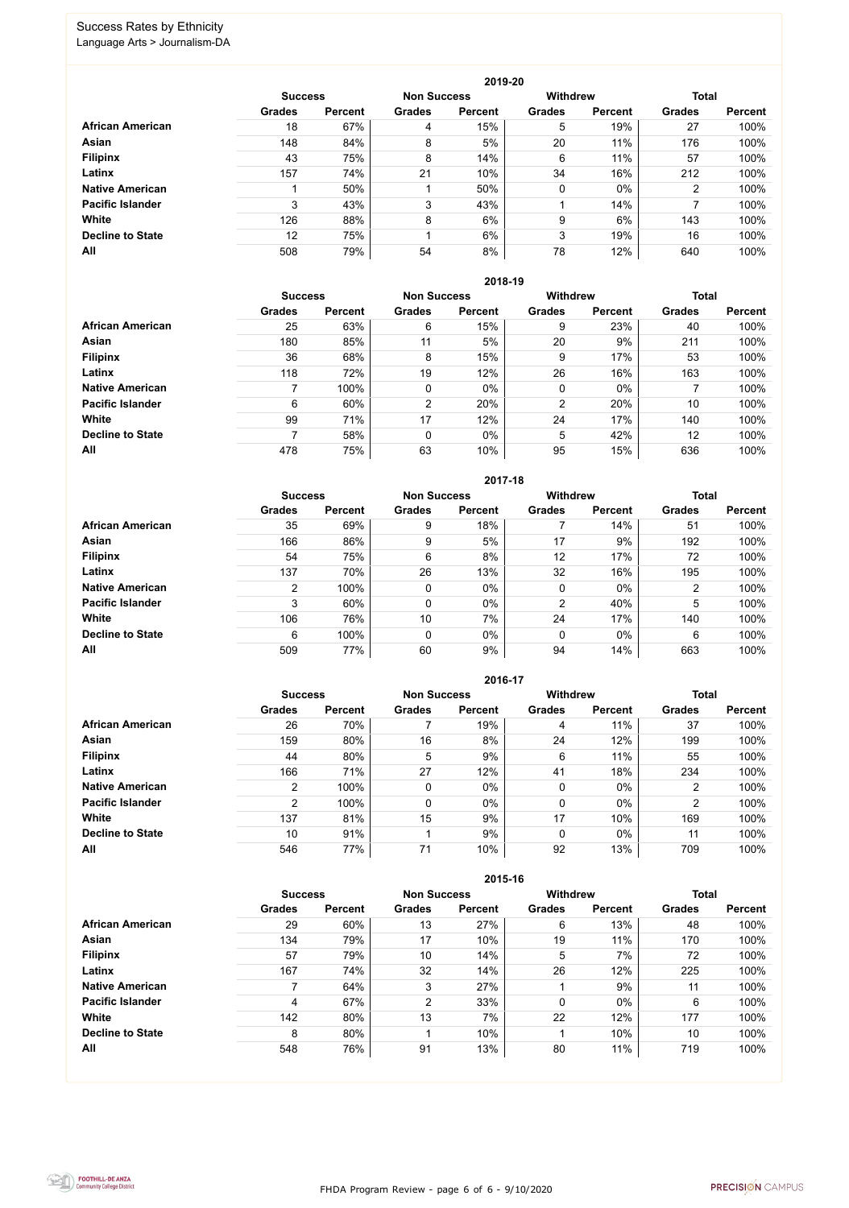# Success Rates by Ethnicity

Language Arts > Journalism-DA

## 2019-20

| | Success | | Non Success | | Withdrew | | Total | |
|---|---|---|---|---|---|---|---|---|
| | Grades | Percent | Grades | Percent | Grades | Percent | Grades | Percent |
| **African American** | 18 | 67% | 4 | 15% | 5 | 19% | 27 | 100% |
| **Asian** | 148 | 84% | 8 | 5% | 20 | 11% | 176 | 100% |
| **Filipinx** | 43 | 75% | 8 | 14% | 6 | 11% | 57 | 100% |
| **Latinx** | 157 | 74% | 21 | 10% | 34 | 16% | 212 | 100% |
| **Native American** | 1 | 50% | 1 | 50% | 0 | 0% | 2 | 100% |
| **Pacific Islander** | 3 | 43% | 3 | 43% | 1 | 14% | 7 | 100% |
| **White** | 126 | 88% | 8 | 6% | 9 | 6% | 143 | 100% |
| **Decline to State** | 12 | 75% | 1 | 6% | 3 | 19% | 16 | 100% |
| **All** | 508 | 79% | 54 | 8% | 78 | 12% | 640 | 100% |

## 2018-19

| | Success | | Non Success | | Withdrew | | Total | |
|---|---|---|---|---|---|---|---|---|
| | Grades | Percent | Grades | Percent | Grades | Percent | Grades | Percent |
| **African American** | 25 | 63% | 6 | 15% | 9 | 23% | 40 | 100% |
| **Asian** | 180 | 85% | 11 | 5% | 20 | 9% | 211 | 100% |
| **Filipinx** | 36 | 68% | 8 | 15% | 9 | 17% | 53 | 100% |
| **Latinx** | 118 | 72% | 19 | 12% | 26 | 16% | 163 | 100% |
| **Native American** | 7 | 100% | 0 | 0% | 0 | 0% | 7 | 100% |
| **Pacific Islander** | 6 | 60% | 2 | 20% | 2 | 20% | 10 | 100% |
| **White** | 99 | 71% | 17 | 12% | 24 | 17% | 140 | 100% |
| **Decline to State** | 7 | 58% | 0 | 0% | 5 | 42% | 12 | 100% |
| **All** | 478 | 75% | 63 | 10% | 95 | 15% | 636 | 100% |

## 2017-18

| | Success | | Non Success | | Withdrew | | Total | |
|---|---|---|---|---|---|---|---|---|
| | Grades | Percent | Grades | Percent | Grades | Percent | Grades | Percent |
| **African American** | 35 | 69% | 9 | 18% | 7 | 14% | 51 | 100% |
| **Asian** | 166 | 86% | 9 | 5% | 17 | 9% | 192 | 100% |
| **Filipinx** | 54 | 75% | 6 | 8% | 12 | 17% | 72 | 100% |
| **Latinx** | 137 | 70% | 26 | 13% | 32 | 16% | 195 | 100% |
| **Native American** | 2 | 100% | 0 | 0% | 0 | 0% | 2 | 100% |
| **Pacific Islander** | 3 | 60% | 0 | 0% | 2 | 40% | 5 | 100% |
| **White** | 106 | 76% | 10 | 7% | 24 | 17% | 140 | 100% |
| **Decline to State** | 6 | 100% | 0 | 0% | 0 | 0% | 6 | 100% |
| **All** | 509 | 77% | 60 | 9% | 94 | 14% | 663 | 100% |

## 2016-17

| | Success | | Non Success | | Withdrew | | Total | |
|---|---|---|---|---|---|---|---|---|
| | Grades | Percent | Grades | Percent | Grades | Percent | Grades | Percent |
| **African American** | 26 | 70% | 7 | 19% | 4 | 11% | 37 | 100% |
| **Asian** | 159 | 80% | 16 | 8% | 24 | 12% | 199 | 100% |
| **Filipinx** | 44 | 80% | 5 | 9% | 6 | 11% | 55 | 100% |
| **Latinx** | 166 | 71% | 27 | 12% | 41 | 18% | 234 | 100% |
| **Native American** | 2 | 100% | 0 | 0% | 0 | 0% | 2 | 100% |
| **Pacific Islander** | 2 | 100% | 0 | 0% | 0 | 0% | 2 | 100% |
| **White** | 137 | 81% | 15 | 9% | 17 | 10% | 169 | 100% |
| **Decline to State** | 10 | 91% | 1 | 9% | 0 | 0% | 11 | 100% |
| **All** | 546 | 77% | 71 | 10% | 92 | 13% | 709 | 100% |

## 2015-16

| | Success | | Non Success | | Withdrew | | Total | |
|---|---|---|---|---|---|---|---|---|
| | Grades | Percent | Grades | Percent | Grades | Percent | Grades | Percent |
| **African American** | 29 | 60% | 13 | 27% | 6 | 13% | 48 | 100% |
| **Asian** | 134 | 79% | 17 | 10% | 19 | 11% | 170 | 100% |
| **Filipinx** | 57 | 79% | 10 | 14% | 5 | 7% | 72 | 100% |
| **Latinx** | 167 | 74% | 32 | 14% | 26 | 12% | 225 | 100% |
| **Native American** | 7 | 64% | 3 | 27% | 1 | 9% | 11 | 100% |
| **Pacific Islander** | 4 | 67% | 2 | 33% | 0 | 0% | 6 | 100% |
| **White** | 142 | 80% | 13 | 7% | 22 | 12% | 177 | 100% |
| **Decline to State** | 8 | 80% | 1 | 10% | 1 | 10% | 10 | 100% |
| **All** | 548 | 76% | 91 | 13% | 80 | 11% | 719 | 100% |